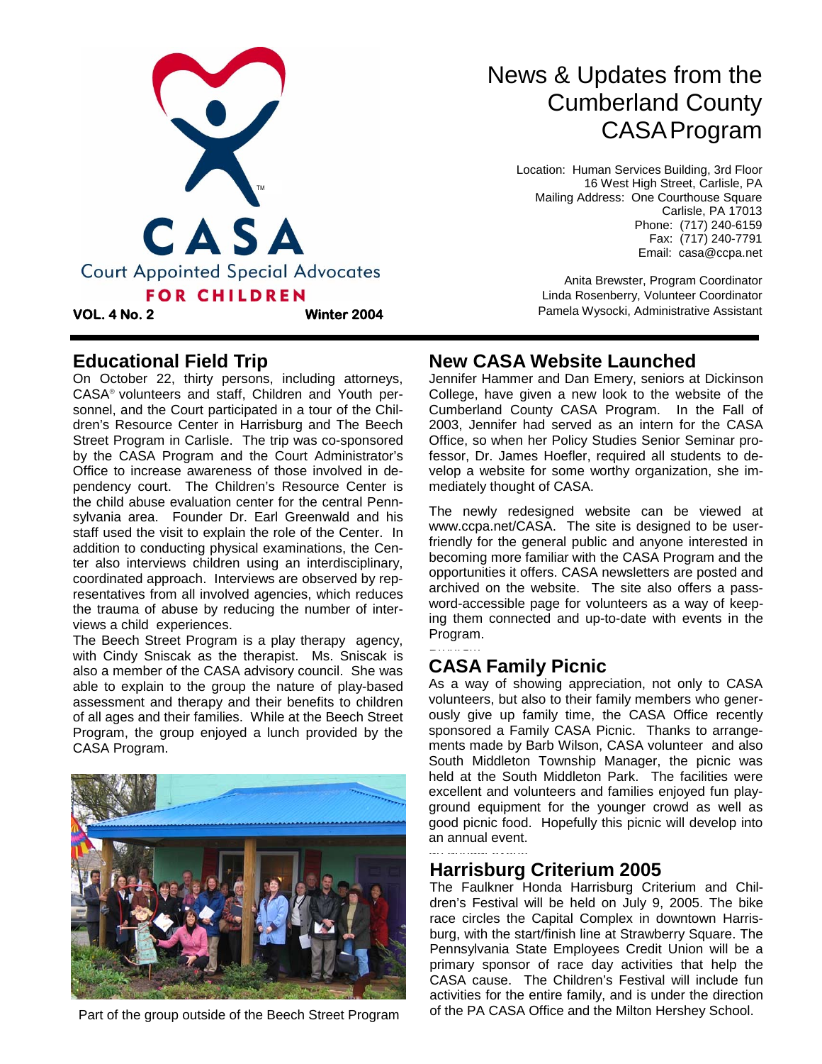CASA

Court Appointed Special Advocates

FOR CHILDREN

**VOL. 4 No. 2** **Winter 2004**

# News & Updates from the Cumberland County CASA Program

Location: Human Services Building, 3rd Floor
16 West High Street, Carlisle, PA
Mailing Address: One Courthouse Square
Carlisle, PA 17013
Phone: (717) 240-6159
Fax: (717) 240-7791
Email: casa@ccpa.net

Anita Brewster, Program Coordinator
Linda Rosenberry, Volunteer Coordinator
Pamela Wysocki, Administrative Assistant

## Educational Field Trip

On October 22, thirty persons, including attorneys, CASA® volunteers and staff, Children and Youth personnel, and the Court participated in a tour of the Children's Resource Center in Harrisburg and The Beech Street Program in Carlisle. The trip was co-sponsored by the CASA Program and the Court Administrator's Office to increase awareness of those involved in dependency court. The Children's Resource Center is the child abuse evaluation center for the central Pennsylvania area. Founder Dr. Earl Greenwald and his staff used the visit to explain the role of the Center. In addition to conducting physical examinations, the Center also interviews children using an interdisciplinary, coordinated approach. Interviews are observed by representatives from all involved agencies, which reduces the trauma of abuse by reducing the number of interviews a child experiences.

The Beech Street Program is a play therapy agency, with Cindy Sniscak as the therapist. Ms. Sniscak is also a member of the CASA advisory council. She was able to explain to the group the nature of play-based assessment and therapy and their benefits to children of all ages and their families. While at the Beech Street Program, the group enjoyed a lunch provided by the CASA Program.

Part of the group outside of the Beech Street Program

## New CASA Website Launched

Jennifer Hammer and Dan Emery, seniors at Dickinson College, have given a new look to the website of the Cumberland County CASA Program. In the Fall of 2003, Jennifer had served as an intern for the CASA Office, so when her Policy Studies Senior Seminar professor, Dr. James Hoefler, required all students to develop a website for some worthy organization, she immediately thought of CASA.

The newly redesigned website can be viewed at www.ccpa.net/CASA. The site is designed to be user-friendly for the general public and anyone interested in becoming more familiar with the CASA Program and the opportunities it offers. CASA newsletters are posted and archived on the website. The site also offers a password-accessible page for volunteers as a way of keeping them connected and up-to-date with events in the Program.

## CASA Family Picnic

As a way of showing appreciation, not only to CASA volunteers, but also to their family members who generously give up family time, the CASA Office recently sponsored a Family CASA Picnic. Thanks to arrangements made by Barb Wilson, CASA volunteer and also South Middleton Township Manager, the picnic was held at the South Middleton Park. The facilities were excellent and volunteers and families enjoyed fun playground equipment for the younger crowd as well as good picnic food. Hopefully this picnic will develop into an annual event.

## Harrisburg Criterium 2005

The Faulkner Honda Harrisburg Criterium and Children's Festival will be held on July 9, 2005. The bike race circles the Capital Complex in downtown Harrisburg, with the start/finish line at Strawberry Square. The Pennsylvania State Employees Credit Union will be a primary sponsor of race day activities that help the CASA cause. The Children's Festival will include fun activities for the entire family, and is under the direction of the PA CASA Office and the Milton Hershey School.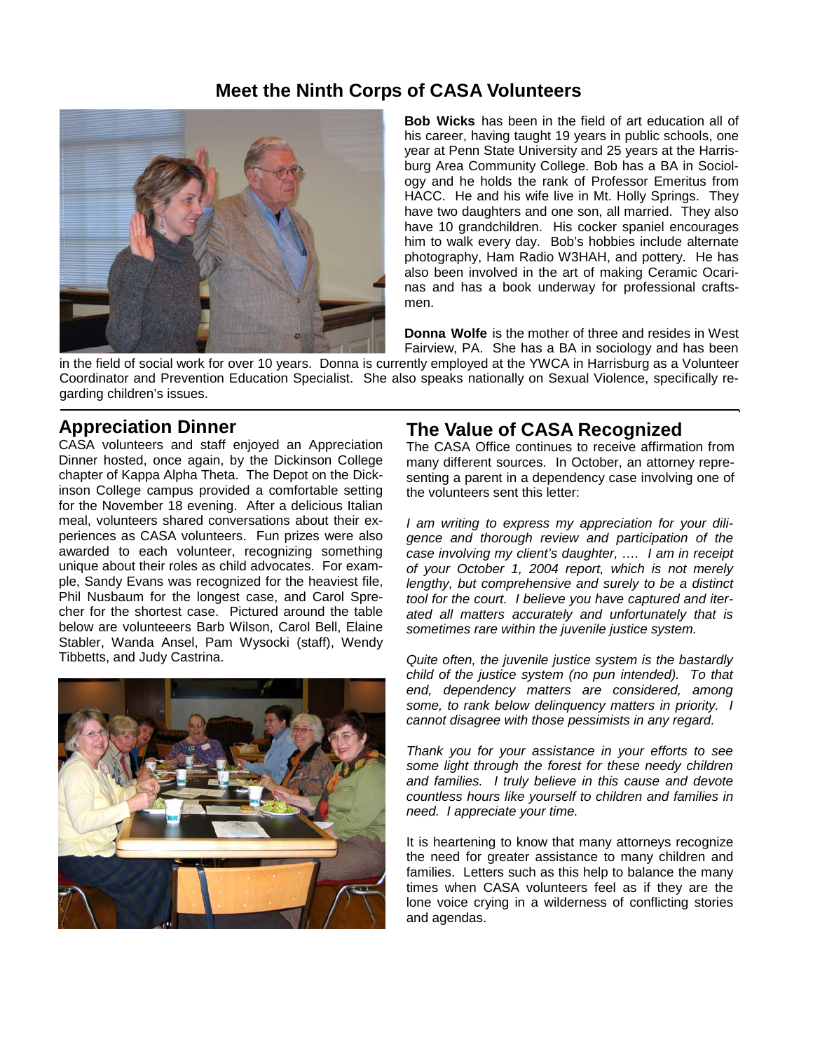## Meet the Ninth Corps of CASA Volunteers

**Bob Wicks** has been in the field of art education all of his career, having taught 19 years in public schools, one year at Penn State University and 25 years at the Harrisburg Area Community College. Bob has a BA in Sociology and he holds the rank of Professor Emeritus from HACC. He and his wife live in Mt. Holly Springs. They have two daughters and one son, all married. They also have 10 grandchildren. His cocker spaniel encourages him to walk every day. Bob's hobbies include alternate photography, Ham Radio W3HAH, and pottery. He has also been involved in the art of making Ceramic Ocarinas and has a book underway for professional craftsmen.

**Donna Wolfe** is the mother of three and resides in West Fairview, PA. She has a BA in sociology and has been in the field of social work for over 10 years. Donna is currently employed at the YWCA in Harrisburg as a Volunteer Coordinator and Prevention Education Specialist. She also speaks nationally on Sexual Violence, specifically regarding children's issues.

## Appreciation Dinner

CASA volunteers and staff enjoyed an Appreciation Dinner hosted, once again, by the Dickinson College chapter of Kappa Alpha Theta. The Depot on the Dickinson College campus provided a comfortable setting for the November 18 evening. After a delicious Italian meal, volunteers shared conversations about their experiences as CASA volunteers. Fun prizes were also awarded to each volunteer, recognizing something unique about their roles as child advocates. For example, Sandy Evans was recognized for the heaviest file, Phil Nusbaum for the longest case, and Carol Sprecher for the shortest case. Pictured around the table below are volunteeers Barb Wilson, Carol Bell, Elaine Stabler, Wanda Ansel, Pam Wysocki (staff), Wendy Tibbetts, and Judy Castrina.

## The Value of CASA Recognized

The CASA Office continues to receive affirmation from many different sources. In October, an attorney representing a parent in a dependency case involving one of the volunteers sent this letter:

*I am writing to express my appreciation for your diligence and thorough review and participation of the case involving my client's daughter, …. I am in receipt of your October 1, 2004 report, which is not merely lengthy, but comprehensive and surely to be a distinct tool for the court. I believe you have captured and iterated all matters accurately and unfortunately that is sometimes rare within the juvenile justice system.*

*Quite often, the juvenile justice system is the bastardly child of the justice system (no pun intended). To that end, dependency matters are considered, among some, to rank below delinquency matters in priority. I cannot disagree with those pessimists in any regard.*

*Thank you for your assistance in your efforts to see some light through the forest for these needy children and families. I truly believe in this cause and devote countless hours like yourself to children and families in need. I appreciate your time.*

It is heartening to know that many attorneys recognize the need for greater assistance to many children and families. Letters such as this help to balance the many times when CASA volunteers feel as if they are the lone voice crying in a wilderness of conflicting stories and agendas.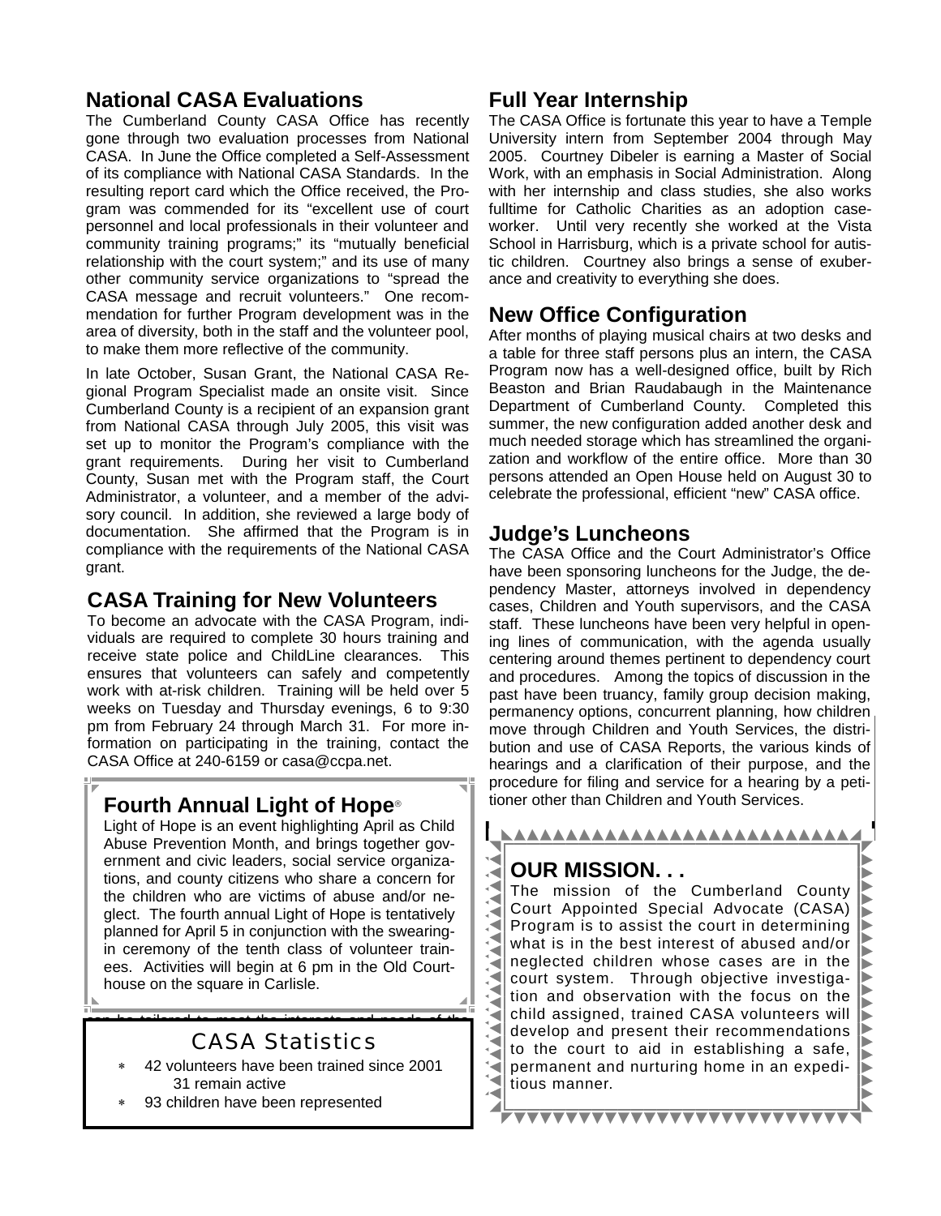## National CASA Evaluations

The Cumberland County CASA Office has recently gone through two evaluation processes from National CASA. In June the Office completed a Self-Assessment of its compliance with National CASA Standards. In the resulting report card which the Office received, the Program was commended for its "excellent use of court personnel and local professionals in their volunteer and community training programs;" its "mutually beneficial relationship with the court system;" and its use of many other community service organizations to "spread the CASA message and recruit volunteers." One recommendation for further Program development was in the area of diversity, both in the staff and the volunteer pool, to make them more reflective of the community.

In late October, Susan Grant, the National CASA Regional Program Specialist made an onsite visit. Since Cumberland County is a recipient of an expansion grant from National CASA through July 2005, this visit was set up to monitor the Program's compliance with the grant requirements. During her visit to Cumberland County, Susan met with the Program staff, the Court Administrator, a volunteer, and a member of the advisory council. In addition, she reviewed a large body of documentation. She affirmed that the Program is in compliance with the requirements of the National CASA grant.

## CASA Training for New Volunteers

To become an advocate with the CASA Program, individuals are required to complete 30 hours training and receive state police and ChildLine clearances. This ensures that volunteers can safely and competently work with at-risk children. Training will be held over 5 weeks on Tuesday and Thursday evenings, 6 to 9:30 pm from February 24 through March 31. For more information on participating in the training, contact the CASA Office at 240-6159 or casa@ccpa.net.

## Fourth Annual Light of Hope®

Light of Hope is an event highlighting April as Child Abuse Prevention Month, and brings together government and civic leaders, social service organizations, and county citizens who share a concern for the children who are victims of abuse and/or neglect. The fourth annual Light of Hope is tentatively planned for April 5 in conjunction with the swearing-in ceremony of the tenth class of volunteer trainees. Activities will begin at 6 pm in the Old Courthouse on the square in Carlisle.

## CASA Statistics

- 42 volunteers have been trained since 2001
  31 remain active
- 93 children have been represented

## Full Year Internship

The CASA Office is fortunate this year to have a Temple University intern from September 2004 through May 2005. Courtney Dibeler is earning a Master of Social Work, with an emphasis in Social Administration. Along with her internship and class studies, she also works fulltime for Catholic Charities as an adoption caseworker. Until very recently she worked at the Vista School in Harrisburg, which is a private school for autistic children. Courtney also brings a sense of exuberance and creativity to everything she does.

## New Office Configuration

After months of playing musical chairs at two desks and a table for three staff persons plus an intern, the CASA Program now has a well-designed office, built by Rich Beaston and Brian Raudabaugh in the Maintenance Department of Cumberland County. Completed this summer, the new configuration added another desk and much needed storage which has streamlined the organization and workflow of the entire office. More than 30 persons attended an Open House held on August 30 to celebrate the professional, efficient "new" CASA office.

## Judge's Luncheons

The CASA Office and the Court Administrator's Office have been sponsoring luncheons for the Judge, the dependency Master, attorneys involved in dependency cases, Children and Youth supervisors, and the CASA staff. These luncheons have been very helpful in opening lines of communication, with the agenda usually centering around themes pertinent to dependency court and procedures. Among the topics of discussion in the past have been truancy, family group decision making, permanency options, concurrent planning, how children move through Children and Youth Services, the distribution and use of CASA Reports, the various kinds of hearings and a clarification of their purpose, and the procedure for filing and service for a hearing by a petitioner other than Children and Youth Services.

## OUR MISSION. . .

The mission of the Cumberland County Court Appointed Special Advocate (CASA) Program is to assist the court in determining what is in the best interest of abused and/or neglected children whose cases are in the court system. Through objective investigation and observation with the focus on the child assigned, trained CASA volunteers will develop and present their recommendations to the court to aid in establishing a safe, permanent and nurturing home in an expeditious manner.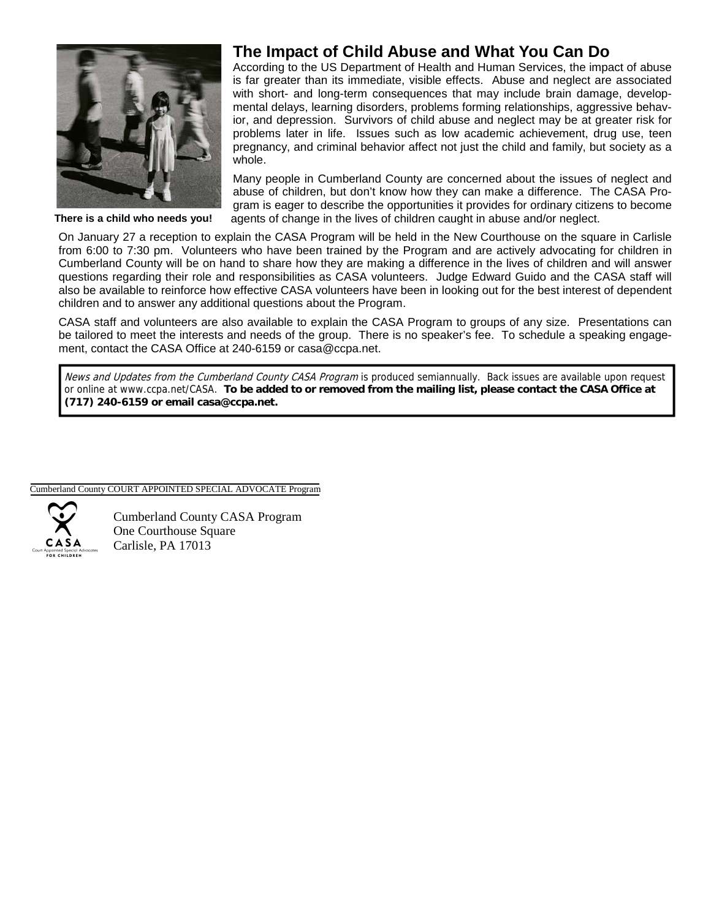## The Impact of Child Abuse and What You Can Do

According to the US Department of Health and Human Services, the impact of abuse is far greater than its immediate, visible effects. Abuse and neglect are associated with short- and long-term consequences that may include brain damage, developmental delays, learning disorders, problems forming relationships, aggressive behavior, and depression. Survivors of child abuse and neglect may be at greater risk for problems later in life. Issues such as low academic achievement, drug use, teen pregnancy, and criminal behavior affect not just the child and family, but society as a whole.

Many people in Cumberland County are concerned about the issues of neglect and abuse of children, but don't know how they can make a difference. The CASA Program is eager to describe the opportunities it provides for ordinary citizens to become agents of change in the lives of children caught in abuse and/or neglect.

**There is a child who needs you!**

On January 27 a reception to explain the CASA Program will be held in the New Courthouse on the square in Carlisle from 6:00 to 7:30 pm. Volunteers who have been trained by the Program and are actively advocating for children in Cumberland County will be on hand to share how they are making a difference in the lives of children and will answer questions regarding their role and responsibilities as CASA volunteers. Judge Edward Guido and the CASA staff will also be available to reinforce how effective CASA volunteers have been in looking out for the best interest of dependent children and to answer any additional questions about the Program.

CASA staff and volunteers are also available to explain the CASA Program to groups of any size. Presentations can be tailored to meet the interests and needs of the group. There is no speaker's fee. To schedule a speaking engagement, contact the CASA Office at 240-6159 or casa@ccpa.net.

*News and Updates from the Cumberland County CASA Program* is produced semiannually. Back issues are available upon request or online at www.ccpa.net/CASA. **To be added to or removed from the mailing list, please contact the CASA Office at (717) 240-6159 or email casa@ccpa.net.**

Cumberland County COURT APPOINTED SPECIAL ADVOCATE Program

CASA
Court Appointed Special Advocates
FOR CHILDREN

Cumberland County CASA Program
One Courthouse Square
Carlisle, PA 17013